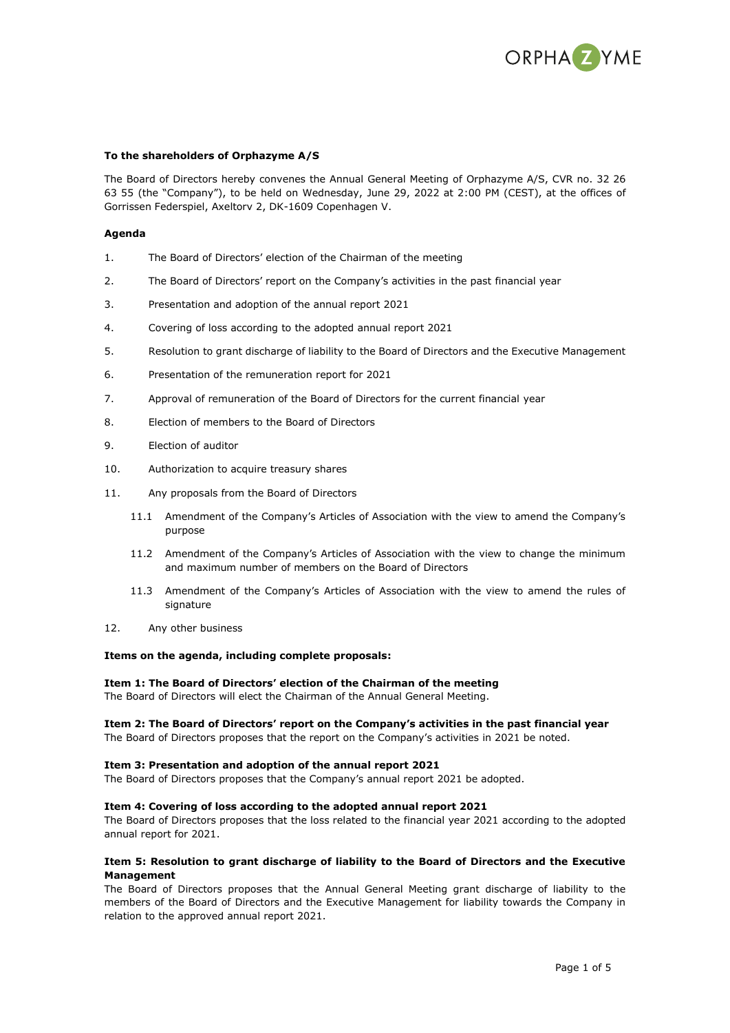**To the shareholders of Orphazyme A/S**

The Board of Directors hereby convenes the Annual General Meeting of Orphazyme A/S, CVR no. 32 26 63 55 (the "Company"), to be held on Wednesday, June 29, 2022 at 2:00 PM (CEST), at the offices of Gorrissen Federspiel, Axeltorv 2, DK-1609 Copenhagen V.

**Agenda**

1. The Board of Directors' election of the Chairman of the meeting
2. The Board of Directors' report on the Company's activities in the past financial year
3. Presentation and adoption of the annual report 2021
4. Covering of loss according to the adopted annual report 2021
5. Resolution to grant discharge of liability to the Board of Directors and the Executive Management
6. Presentation of the remuneration report for 2021
7. Approval of remuneration of the Board of Directors for the current financial year
8. Election of members to the Board of Directors
9. Election of auditor
10. Authorization to acquire treasury shares
11. Any proposals from the Board of Directors
    - 11.1 Amendment of the Company's Articles of Association with the view to amend the Company's purpose
    - 11.2 Amendment of the Company's Articles of Association with the view to change the minimum and maximum number of members on the Board of Directors
    - 11.3 Amendment of the Company's Articles of Association with the view to amend the rules of signature
12. Any other business

**Items on the agenda, including complete proposals:**

**Item 1: The Board of Directors' election of the Chairman of the meeting**
The Board of Directors will elect the Chairman of the Annual General Meeting.

**Item 2: The Board of Directors' report on the Company's activities in the past financial year**
The Board of Directors proposes that the report on the Company's activities in 2021 be noted.

**Item 3: Presentation and adoption of the annual report 2021**
The Board of Directors proposes that the Company's annual report 2021 be adopted.

**Item 4: Covering of loss according to the adopted annual report 2021**
The Board of Directors proposes that the loss related to the financial year 2021 according to the adopted annual report for 2021.

**Item 5: Resolution to grant discharge of liability to the Board of Directors and the Executive Management**
The Board of Directors proposes that the Annual General Meeting grant discharge of liability to the members of the Board of Directors and the Executive Management for liability towards the Company in relation to the approved annual report 2021.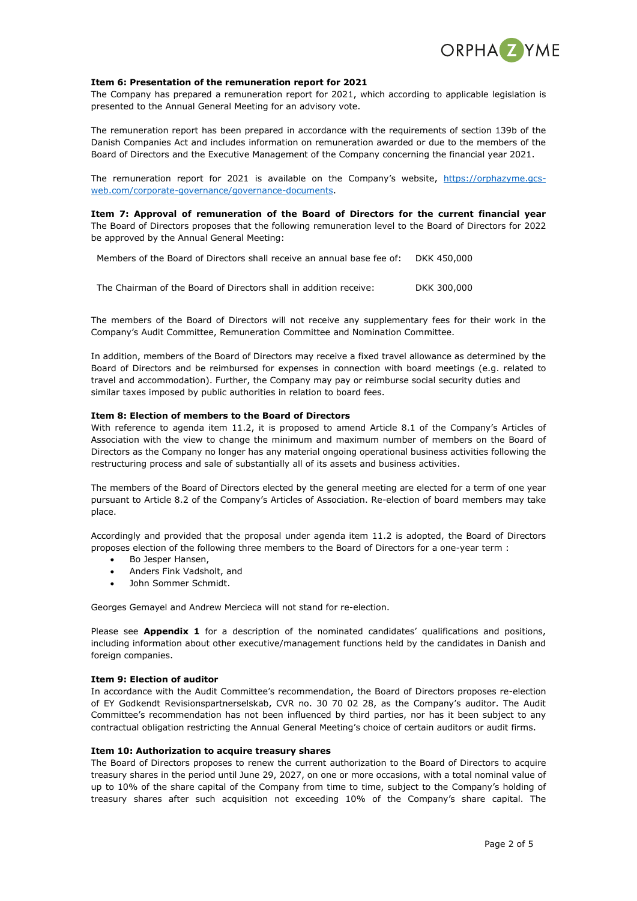**Item 6: Presentation of the remuneration report for 2021**

The Company has prepared a remuneration report for 2021, which according to applicable legislation is presented to the Annual General Meeting for an advisory vote.

The remuneration report has been prepared in accordance with the requirements of section 139b of the Danish Companies Act and includes information on remuneration awarded or due to the members of the Board of Directors and the Executive Management of the Company concerning the financial year 2021.

The remuneration report for 2021 is available on the Company's website, [https://orphazyme.gcs-web.com/corporate-governance/governance-documents](https://orphazyme.gcs-web.com/corporate-governance/governance-documents).

**Item 7: Approval of remuneration of the Board of Directors for the current financial year**

The Board of Directors proposes that the following remuneration level to the Board of Directors for 2022 be approved by the Annual General Meeting:

| | |
|---|---|
| Members of the Board of Directors shall receive an annual base fee of: | DKK 450,000 |
| The Chairman of the Board of Directors shall in addition receive: | DKK 300,000 |

The members of the Board of Directors will not receive any supplementary fees for their work in the Company's Audit Committee, Remuneration Committee and Nomination Committee.

In addition, members of the Board of Directors may receive a fixed travel allowance as determined by the Board of Directors and be reimbursed for expenses in connection with board meetings (e.g. related to travel and accommodation). Further, the Company may pay or reimburse social security duties and similar taxes imposed by public authorities in relation to board fees.

**Item 8: Election of members to the Board of Directors**

With reference to agenda item 11.2, it is proposed to amend Article 8.1 of the Company's Articles of Association with the view to change the minimum and maximum number of members on the Board of Directors as the Company no longer has any material ongoing operational business activities following the restructuring process and sale of substantially all of its assets and business activities.

The members of the Board of Directors elected by the general meeting are elected for a term of one year pursuant to Article 8.2 of the Company's Articles of Association. Re-election of board members may take place.

Accordingly and provided that the proposal under agenda item 11.2 is adopted, the Board of Directors proposes election of the following three members to the Board of Directors for a one-year term :

- Bo Jesper Hansen,
- Anders Fink Vadsholt, and
- John Sommer Schmidt.

Georges Gemayel and Andrew Mercieca will not stand for re-election.

Please see **Appendix 1** for a description of the nominated candidates' qualifications and positions, including information about other executive/management functions held by the candidates in Danish and foreign companies.

**Item 9: Election of auditor**

In accordance with the Audit Committee's recommendation, the Board of Directors proposes re-election of EY Godkendt Revisionspartnerselskab, CVR no. 30 70 02 28, as the Company's auditor. The Audit Committee's recommendation has not been influenced by third parties, nor has it been subject to any contractual obligation restricting the Annual General Meeting's choice of certain auditors or audit firms.

**Item 10: Authorization to acquire treasury shares**

The Board of Directors proposes to renew the current authorization to the Board of Directors to acquire treasury shares in the period until June 29, 2027, on one or more occasions, with a total nominal value of up to 10% of the share capital of the Company from time to time, subject to the Company's holding of treasury shares after such acquisition not exceeding 10% of the Company's share capital. The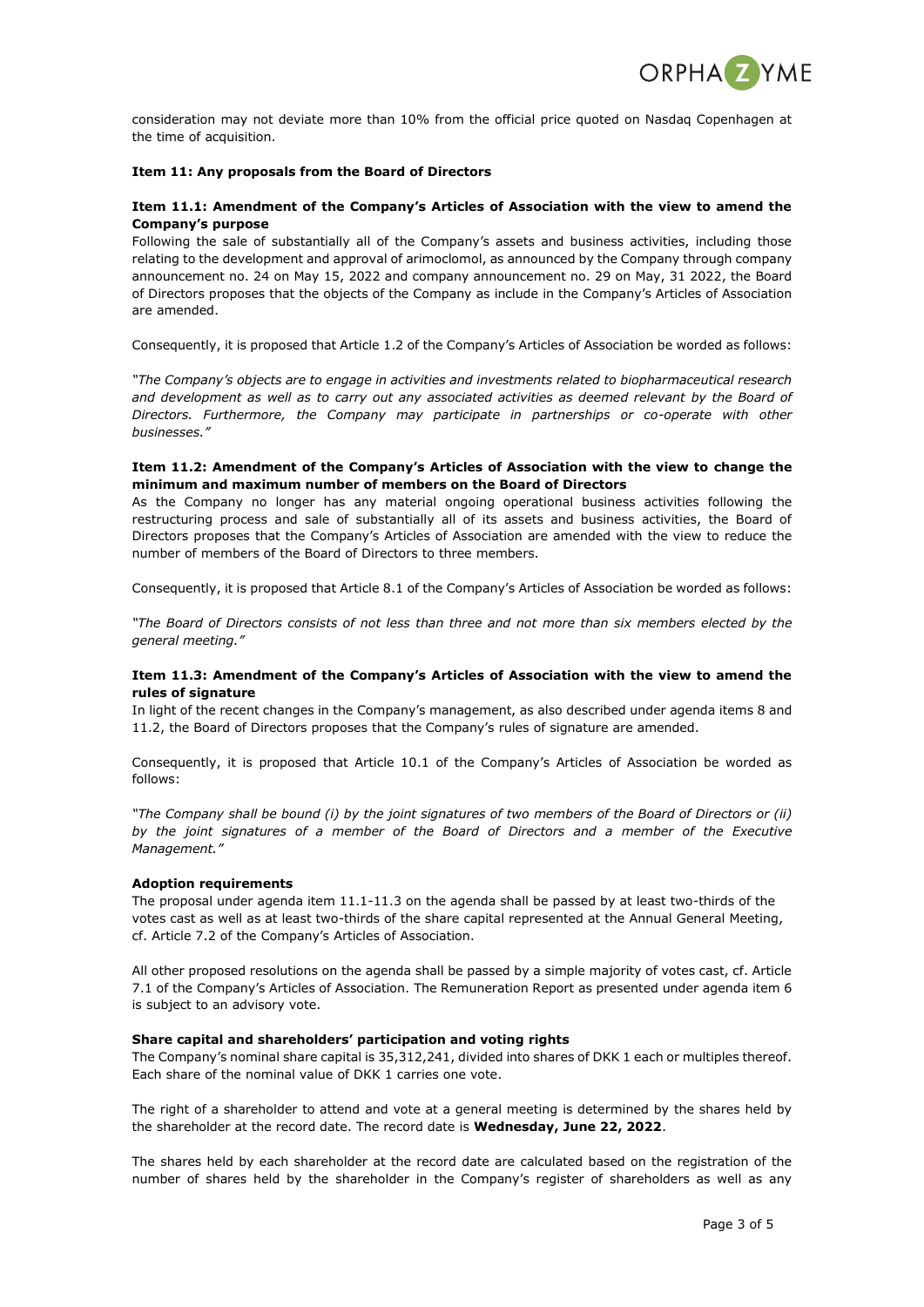consideration may not deviate more than 10% from the official price quoted on Nasdaq Copenhagen at the time of acquisition.

**Item 11: Any proposals from the Board of Directors**

**Item 11.1: Amendment of the Company's Articles of Association with the view to amend the Company's purpose**

Following the sale of substantially all of the Company's assets and business activities, including those relating to the development and approval of arimoclomol, as announced by the Company through company announcement no. 24 on May 15, 2022 and company announcement no. 29 on May, 31 2022, the Board of Directors proposes that the objects of the Company as include in the Company's Articles of Association are amended.

Consequently, it is proposed that Article 1.2 of the Company's Articles of Association be worded as follows:

*"The Company's objects are to engage in activities and investments related to biopharmaceutical research and development as well as to carry out any associated activities as deemed relevant by the Board of Directors. Furthermore, the Company may participate in partnerships or co-operate with other businesses."*

**Item 11.2: Amendment of the Company's Articles of Association with the view to change the minimum and maximum number of members on the Board of Directors**

As the Company no longer has any material ongoing operational business activities following the restructuring process and sale of substantially all of its assets and business activities, the Board of Directors proposes that the Company's Articles of Association are amended with the view to reduce the number of members of the Board of Directors to three members.

Consequently, it is proposed that Article 8.1 of the Company's Articles of Association be worded as follows:

*"The Board of Directors consists of not less than three and not more than six members elected by the general meeting."*

**Item 11.3: Amendment of the Company's Articles of Association with the view to amend the rules of signature**

In light of the recent changes in the Company's management, as also described under agenda items 8 and 11.2, the Board of Directors proposes that the Company's rules of signature are amended.

Consequently, it is proposed that Article 10.1 of the Company's Articles of Association be worded as follows:

*"The Company shall be bound (i) by the joint signatures of two members of the Board of Directors or (ii) by the joint signatures of a member of the Board of Directors and a member of the Executive Management."*

**Adoption requirements**

The proposal under agenda item 11.1-11.3 on the agenda shall be passed by at least two-thirds of the votes cast as well as at least two-thirds of the share capital represented at the Annual General Meeting, cf. Article 7.2 of the Company's Articles of Association.

All other proposed resolutions on the agenda shall be passed by a simple majority of votes cast, cf. Article 7.1 of the Company's Articles of Association. The Remuneration Report as presented under agenda item 6 is subject to an advisory vote.

**Share capital and shareholders' participation and voting rights**

The Company's nominal share capital is 35,312,241, divided into shares of DKK 1 each or multiples thereof. Each share of the nominal value of DKK 1 carries one vote.

The right of a shareholder to attend and vote at a general meeting is determined by the shares held by the shareholder at the record date. The record date is **Wednesday, June 22, 2022**.

The shares held by each shareholder at the record date are calculated based on the registration of the number of shares held by the shareholder in the Company's register of shareholders as well as any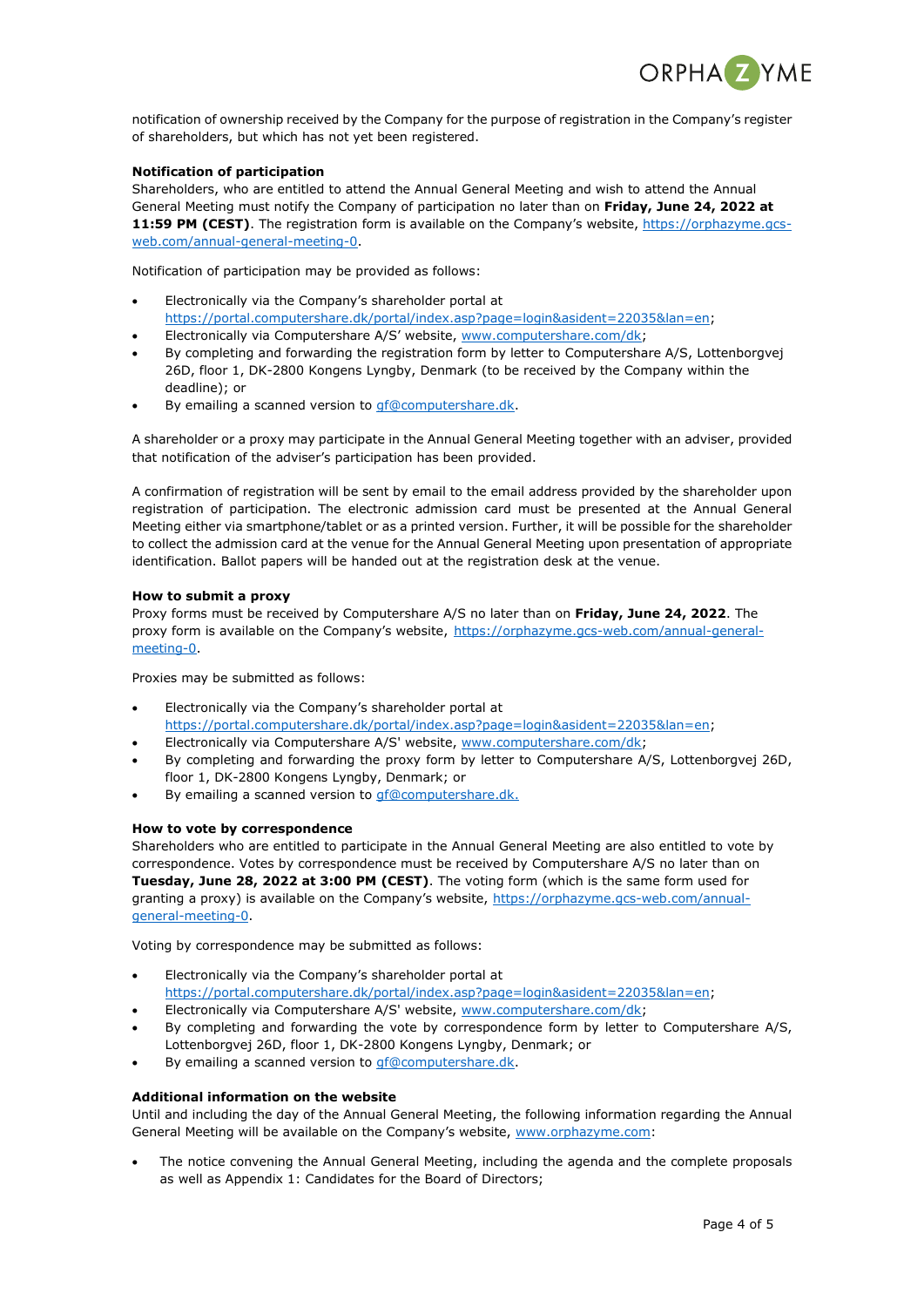notification of ownership received by the Company for the purpose of registration in the Company's register of shareholders, but which has not yet been registered.

**Notification of participation**

Shareholders, who are entitled to attend the Annual General Meeting and wish to attend the Annual General Meeting must notify the Company of participation no later than on **Friday, June 24, 2022 at 11:59 PM (CEST)**. The registration form is available on the Company's website, https://orphazyme.gcs-web.com/annual-general-meeting-0.

Notification of participation may be provided as follows:

- Electronically via the Company's shareholder portal at https://portal.computershare.dk/portal/index.asp?page=login&asident=22035&lan=en;
- Electronically via Computershare A/S' website, www.computershare.com/dk;
- By completing and forwarding the registration form by letter to Computershare A/S, Lottenborgvej 26D, floor 1, DK-2800 Kongens Lyngby, Denmark (to be received by the Company within the deadline); or
- By emailing a scanned version to gf@computershare.dk.

A shareholder or a proxy may participate in the Annual General Meeting together with an adviser, provided that notification of the adviser's participation has been provided.

A confirmation of registration will be sent by email to the email address provided by the shareholder upon registration of participation. The electronic admission card must be presented at the Annual General Meeting either via smartphone/tablet or as a printed version. Further, it will be possible for the shareholder to collect the admission card at the venue for the Annual General Meeting upon presentation of appropriate identification. Ballot papers will be handed out at the registration desk at the venue.

**How to submit a proxy**

Proxy forms must be received by Computershare A/S no later than on **Friday, June 24, 2022**. The proxy form is available on the Company's website, https://orphazyme.gcs-web.com/annual-general-meeting-0.

Proxies may be submitted as follows:

- Electronically via the Company's shareholder portal at https://portal.computershare.dk/portal/index.asp?page=login&asident=22035&lan=en;
- Electronically via Computershare A/S' website, www.computershare.com/dk;
- By completing and forwarding the proxy form by letter to Computershare A/S, Lottenborgvej 26D, floor 1, DK-2800 Kongens Lyngby, Denmark; or
- By emailing a scanned version to gf@computershare.dk.

**How to vote by correspondence**

Shareholders who are entitled to participate in the Annual General Meeting are also entitled to vote by correspondence. Votes by correspondence must be received by Computershare A/S no later than on **Tuesday, June 28, 2022 at 3:00 PM (CEST)**. The voting form (which is the same form used for granting a proxy) is available on the Company's website, https://orphazyme.gcs-web.com/annual-general-meeting-0.

Voting by correspondence may be submitted as follows:

- Electronically via the Company's shareholder portal at https://portal.computershare.dk/portal/index.asp?page=login&asident=22035&lan=en;
- Electronically via Computershare A/S' website, www.computershare.com/dk;
- By completing and forwarding the vote by correspondence form by letter to Computershare A/S, Lottenborgvej 26D, floor 1, DK-2800 Kongens Lyngby, Denmark; or
- By emailing a scanned version to gf@computershare.dk.

**Additional information on the website**

Until and including the day of the Annual General Meeting, the following information regarding the Annual General Meeting will be available on the Company's website, www.orphazyme.com:

- The notice convening the Annual General Meeting, including the agenda and the complete proposals as well as Appendix 1: Candidates for the Board of Directors;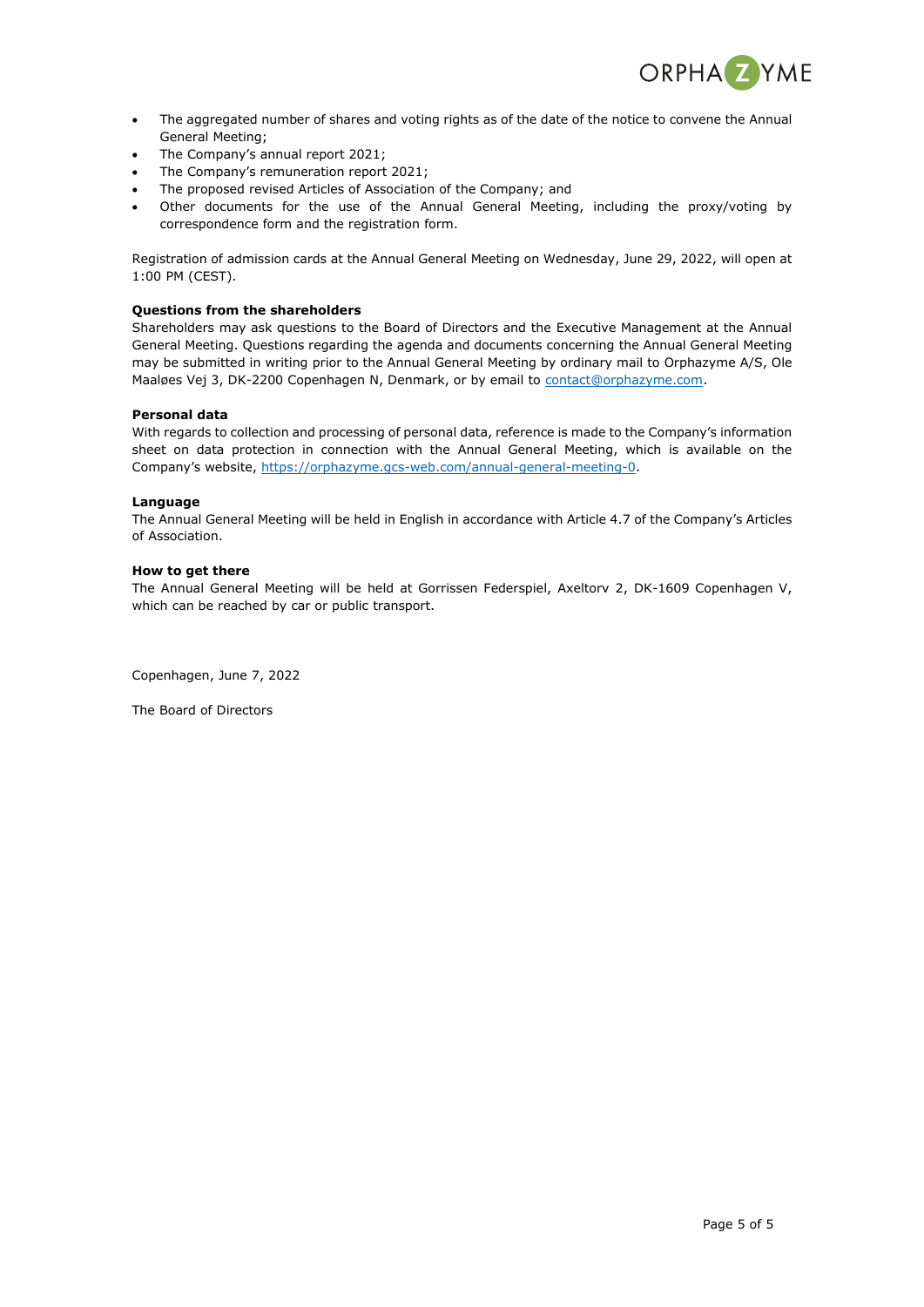- The aggregated number of shares and voting rights as of the date of the notice to convene the Annual General Meeting;
- The Company's annual report 2021;
- The Company's remuneration report 2021;
- The proposed revised Articles of Association of the Company; and
- Other documents for the use of the Annual General Meeting, including the proxy/voting by correspondence form and the registration form.

Registration of admission cards at the Annual General Meeting on Wednesday, June 29, 2022, will open at 1:00 PM (CEST).

**Questions from the shareholders**

Shareholders may ask questions to the Board of Directors and the Executive Management at the Annual General Meeting. Questions regarding the agenda and documents concerning the Annual General Meeting may be submitted in writing prior to the Annual General Meeting by ordinary mail to Orphazyme A/S, Ole Maaløes Vej 3, DK-2200 Copenhagen N, Denmark, or by email to contact@orphazyme.com.

**Personal data**

With regards to collection and processing of personal data, reference is made to the Company's information sheet on data protection in connection with the Annual General Meeting, which is available on the Company's website, https://orphazyme.gcs-web.com/annual-general-meeting-0.

**Language**

The Annual General Meeting will be held in English in accordance with Article 4.7 of the Company's Articles of Association.

**How to get there**

The Annual General Meeting will be held at Gorrissen Federspiel, Axeltorv 2, DK-1609 Copenhagen V, which can be reached by car or public transport.

Copenhagen, June 7, 2022

The Board of Directors